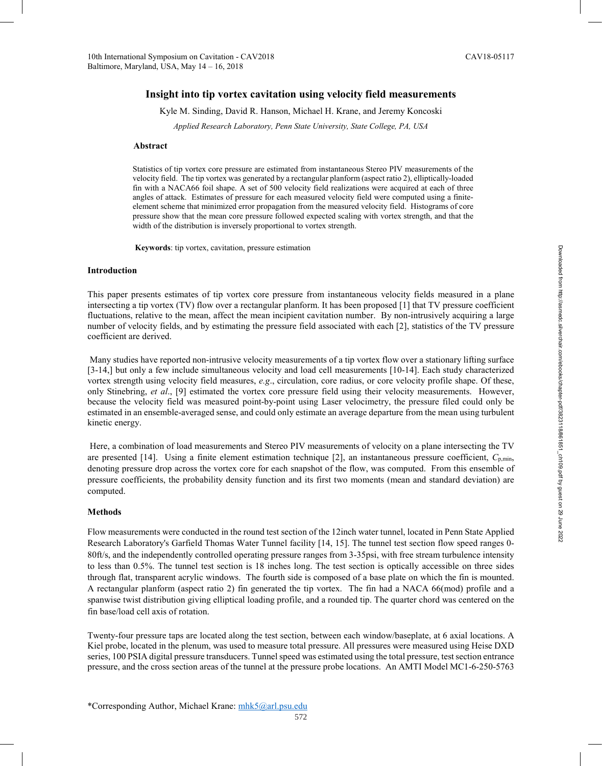# Insight into tip vortex cavitation using velocity field measurements

Kyle M. Sinding, David R. Hanson, Michael H. Krane, and Jeremy Koncoski

*Applied Research Laboratory, Penn State University, State College, PA, USA*

## Abstract

Statistics of tip vortex core pressure are estimated from instantaneous Stereo PIV measurements of the velocity field. The tip vortex was generated by a rectangular planform (aspect ratio 2), elliptically-loaded fin with a NACA66 foil shape. A set of 500 velocity field realizations were acquired at each of three angles of attack. Estimates of pressure for each measured velocity field were computed using a finite-element scheme that minimized error propagation from the measured velocity field. Histograms of core pressure show that the mean core pressure followed expected scaling with vortex strength, and that the width of the distribution is inversely proportional to vortex strength.

**Keywords**: tip vortex, cavitation, pressure estimation

## Introduction

This paper presents estimates of tip vortex core pressure from instantaneous velocity fields measured in a plane intersecting a tip vortex (TV) flow over a rectangular planform. It has been proposed [1] that TV pressure coefficient fluctuations, relative to the mean, affect the mean incipient cavitation number. By non-intrusively acquiring a large number of velocity fields, and by estimating the pressure field associated with each [2], statistics of the TV pressure coefficient are derived.

Many studies have reported non-intrusive velocity measurements of a tip vortex flow over a stationary lifting surface [3-14,] but only a few include simultaneous velocity and load cell measurements [10-14]. Each study characterized vortex strength using velocity field measures, *e.g*., circulation, core radius, or core velocity profile shape. Of these, only Stinebring, *et al*., [9] estimated the vortex core pressure field using their velocity measurements. However, because the velocity field was measured point-by-point using Laser velocimetry, the pressure filed could only be estimated in an ensemble-averaged sense, and could only estimate an average departure from the mean using turbulent kinetic energy.

Here, a combination of load measurements and Stereo PIV measurements of velocity on a plane intersecting the TV are presented [14]. Using a finite element estimation technique [2], an instantaneous pressure coefficient, $C_{p,min}$, denoting pressure drop across the vortex core for each snapshot of the flow, was computed. From this ensemble of pressure coefficients, the probability density function and its first two moments (mean and standard deviation) are computed.

## Methods

Flow measurements were conducted in the round test section of the 12inch water tunnel, located in Penn State Applied Research Laboratory's Garfield Thomas Water Tunnel facility [14, 15]. The tunnel test section flow speed ranges 0-80ft/s, and the independently controlled operating pressure ranges from 3-35psi, with free stream turbulence intensity to less than 0.5%. The tunnel test section is 18 inches long. The test section is optically accessible on three sides through flat, transparent acrylic windows. The fourth side is composed of a base plate on which the fin is mounted. A rectangular planform (aspect ratio 2) fin generated the tip vortex. The fin had a NACA 66(mod) profile and a spanwise twist distribution giving elliptical loading profile, and a rounded tip. The quarter chord was centered on the fin base/load cell axis of rotation.

Twenty-four pressure taps are located along the test section, between each window/baseplate, at 6 axial locations. A Kiel probe, located in the plenum, was used to measure total pressure. All pressures were measured using Heise DXD series, 100 PSIA digital pressure transducers. Tunnel speed was estimated using the total pressure, test section entrance pressure, and the cross section areas of the tunnel at the pressure probe locations. An AMTI Model MC1-6-250-5763

*Corresponding Author, Michael Krane: mhk5@arl.psu.edu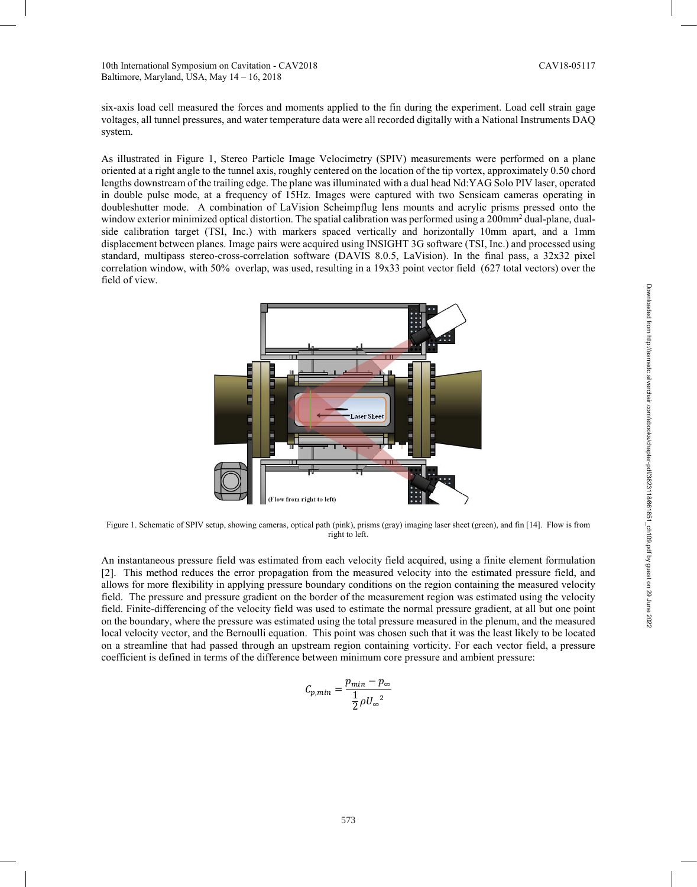six-axis load cell measured the forces and moments applied to the fin during the experiment. Load cell strain gage voltages, all tunnel pressures, and water temperature data were all recorded digitally with a National Instruments DAQ system.

As illustrated in Figure 1, Stereo Particle Image Velocimetry (SPIV) measurements were performed on a plane oriented at a right angle to the tunnel axis, roughly centered on the location of the tip vortex, approximately 0.50 chord lengths downstream of the trailing edge. The plane was illuminated with a dual head Nd:YAG Solo PIV laser, operated in double pulse mode, at a frequency of 15Hz. Images were captured with two Sensicam cameras operating in doubleshutter mode. A combination of LaVision Scheimpflug lens mounts and acrylic prisms pressed onto the window exterior minimized optical distortion. The spatial calibration was performed using a 200mm$^2$ dual-plane, dual-side calibration target (TSI, Inc.) with markers spaced vertically and horizontally 10mm apart, and a 1mm displacement between planes. Image pairs were acquired using INSIGHT 3G software (TSI, Inc.) and processed using standard, multipass stereo-cross-correlation software (DAVIS 8.0.5, LaVision). In the final pass, a 32x32 pixel correlation window, with 50% overlap, was used, resulting in a 19x33 point vector field (627 total vectors) over the field of view.

Figure 1. Schematic of SPIV setup, showing cameras, optical path (pink), prisms (gray) imaging laser sheet (green), and fin [14]. Flow is from right to left.

An instantaneous pressure field was estimated from each velocity field acquired, using a finite element formulation [2]. This method reduces the error propagation from the measured velocity into the estimated pressure field, and allows for more flexibility in applying pressure boundary conditions on the region containing the measured velocity field. The pressure and pressure gradient on the border of the measurement region was estimated using the velocity field. Finite-differencing of the velocity field was used to estimate the normal pressure gradient, at all but one point on the boundary, where the pressure was estimated using the total pressure measured in the plenum, and the measured local velocity vector, and the Bernoulli equation. This point was chosen such that it was the least likely to be located on a streamline that had passed through an upstream region containing vorticity. For each vector field, a pressure coefficient is defined in terms of the difference between minimum core pressure and ambient pressure:

$$C_{p,min} = \frac{p_{min} - p_{\infty}}{\frac{1}{2}\rho {U_{\infty}}^2}$$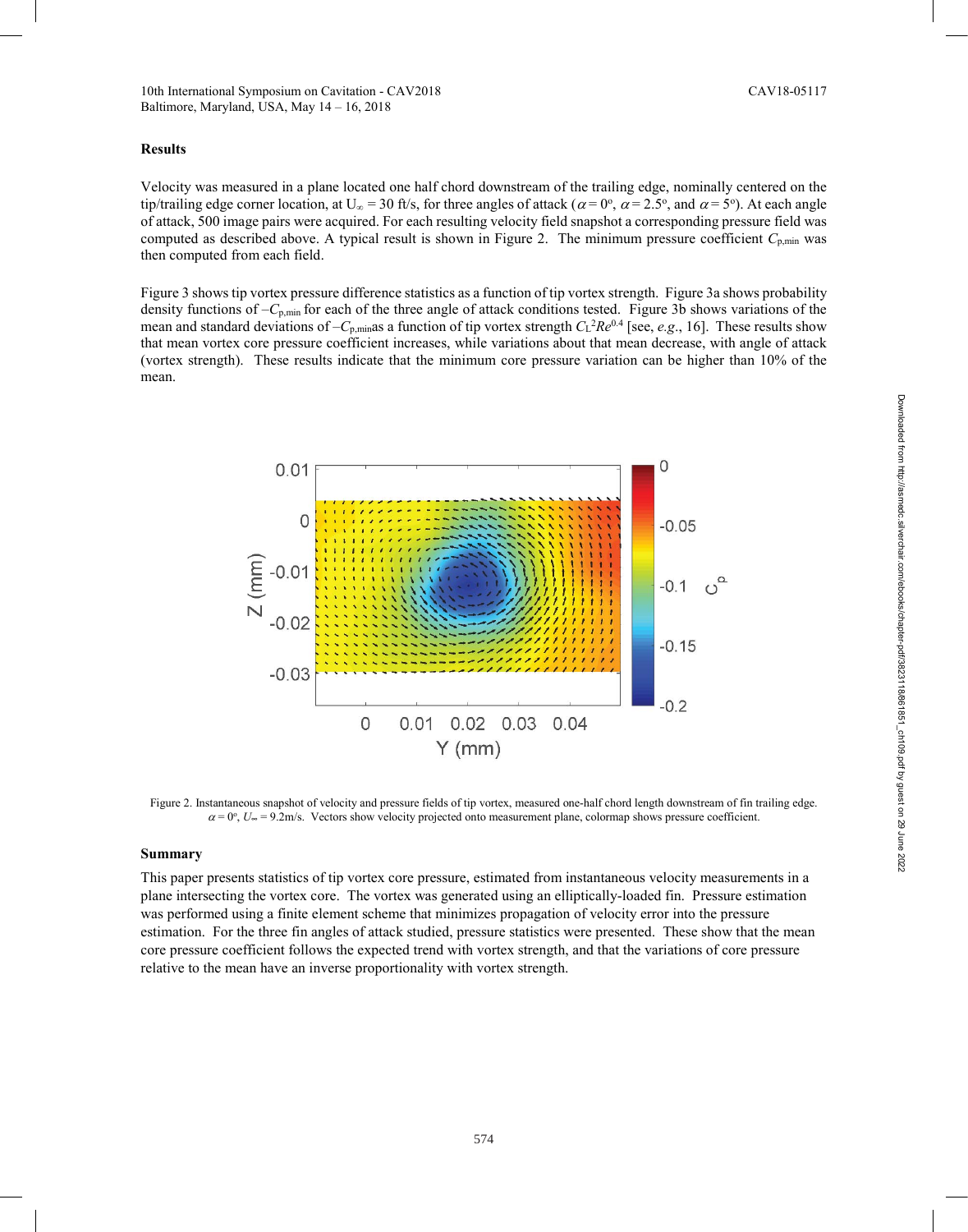## Results

Velocity was measured in a plane located one half chord downstream of the trailing edge, nominally centered on the tip/trailing edge corner location, at $U_\infty$ = 30 ft/s, for three angles of attack ($\alpha = 0^o$, $\alpha = 2.5^o$, and $\alpha = 5^o$). At each angle of attack, 500 image pairs were acquired. For each resulting velocity field snapshot a corresponding pressure field was computed as described above. A typical result is shown in Figure 2. The minimum pressure coefficient $C_{p,min}$ was then computed from each field.

Figure 3 shows tip vortex pressure difference statistics as a function of tip vortex strength. Figure 3a shows probability density functions of $-C_{p,min}$ for each of the three angle of attack conditions tested. Figure 3b shows variations of the mean and standard deviations of $-C_{p,min}$as a function of tip vortex strength $C_L^2 Re^{0.4}$ [see, *e.g.*, 16]. These results show that mean vortex core pressure coefficient increases, while variations about that mean decrease, with angle of attack (vortex strength). These results indicate that the minimum core pressure variation can be higher than 10% of the mean.

Figure 2. Instantaneous snapshot of velocity and pressure fields of tip vortex, measured one-half chord length downstream of fin trailing edge. $\alpha = 0^o$, $U_\infty = 9.2$m/s. Vectors show velocity projected onto measurement plane, colormap shows pressure coefficient.

## Summary

This paper presents statistics of tip vortex core pressure, estimated from instantaneous velocity measurements in a plane intersecting the vortex core. The vortex was generated using an elliptically-loaded fin. Pressure estimation was performed using a finite element scheme that minimizes propagation of velocity error into the pressure estimation. For the three fin angles of attack studied, pressure statistics were presented. These show that the mean core pressure coefficient follows the expected trend with vortex strength, and that the variations of core pressure relative to the mean have an inverse proportionality with vortex strength.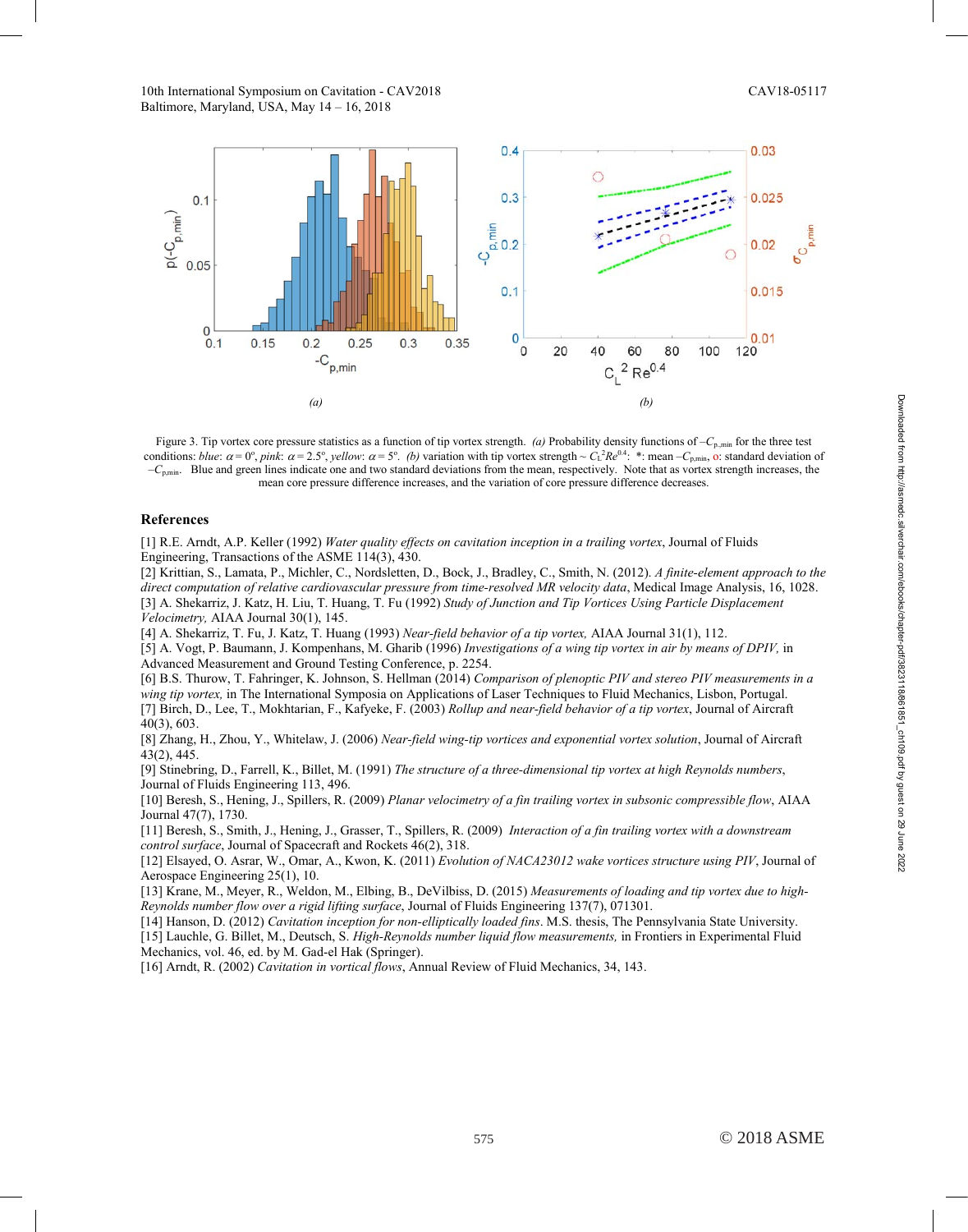0.1
0.05
0
$p(-C_{p,min})$
0.1 0.15 0.2 0.25 0.3 0.35
$-C_{p,min}$

(a)

0.4
0.3
0.2
0.1
0
$-C_{p,min}$
0 20 40 60 80 100 120
$C_L^2 Re^{0.4}$
0.03
0.025
0.02
0.015
0.01
$\sigma_{C_{p,min}}$

(b)

Figure 3. Tip vortex core pressure statistics as a function of tip vortex strength. *(a)* Probability density functions of $-C_{p,min}$ for the three test conditions: *blue*: $\alpha = 0^o$, *pink*: $\alpha = 2.5^o$, *yellow*: $\alpha = 5^o$. *(b)* variation with tip vortex strength ~ $C_L^2 Re^{0.4}$: *: mean $-C_{p,min}$, o: standard deviation of $-C_{p,min}$. Blue and green lines indicate one and two standard deviations from the mean, respectively. Note that as vortex strength increases, the mean core pressure difference increases, and the variation of core pressure difference decreases.

## References

[1] R.E. Arndt, A.P. Keller (1992) *Water quality effects on cavitation inception in a trailing vortex*, Journal of Fluids Engineering, Transactions of the ASME 114(3), 430.
[2] Krittian, S., Lamata, P., Michler, C., Nordsletten, D., Bock, J., Bradley, C., Smith, N. (2012). *A finite-element approach to the direct computation of relative cardiovascular pressure from time-resolved MR velocity data*, Medical Image Analysis, 16, 1028.
[3] A. Shekarriz, J. Katz, H. Liu, T. Huang, T. Fu (1992) *Study of Junction and Tip Vortices Using Particle Displacement Velocimetry,* AIAA Journal 30(1), 145.
[4] A. Shekarriz, T. Fu, J. Katz, T. Huang (1993) *Near-field behavior of a tip vortex,* AIAA Journal 31(1), 112.
[5] A. Vogt, P. Baumann, J. Kompenhans, M. Gharib (1996) *Investigations of a wing tip vortex in air by means of DPIV,* in Advanced Measurement and Ground Testing Conference, p. 2254.
[6] B.S. Thurow, T. Fahringer, K. Johnson, S. Hellman (2014) *Comparison of plenoptic PIV and stereo PIV measurements in a wing tip vortex,* in The International Symposia on Applications of Laser Techniques to Fluid Mechanics, Lisbon, Portugal.
[7] Birch, D., Lee, T., Mokhtarian, F., Kafyeke, F. (2003) *Rollup and near-field behavior of a tip vortex*, Journal of Aircraft 40(3), 603.
[8] Zhang, H., Zhou, Y., Whitelaw, J. (2006) *Near-field wing-tip vortices and exponential vortex solution*, Journal of Aircraft 43(2), 445.
[9] Stinebring, D., Farrell, K., Billet, M. (1991) *The structure of a three-dimensional tip vortex at high Reynolds numbers*, Journal of Fluids Engineering 113, 496.
[10] Beresh, S., Hening, J., Spillers, R. (2009) *Planar velocimetry of a fin trailing vortex in subsonic compressible flow*, AIAA Journal 47(7), 1730.
[11] Beresh, S., Smith, J., Hening, J., Grasser, T., Spillers, R. (2009) *Interaction of a fin trailing vortex with a downstream control surface*, Journal of Spacecraft and Rockets 46(2), 318.
[12] Elsayed, O. Asrar, W., Omar, A., Kwon, K. (2011) *Evolution of NACA23012 wake vortices structure using PIV*, Journal of Aerospace Engineering 25(1), 10.
[13] Krane, M., Meyer, R., Weldon, M., Elbing, B., DeVilbiss, D. (2015) *Measurements of loading and tip vortex due to high-Reynolds number flow over a rigid lifting surface*, Journal of Fluids Engineering 137(7), 071301.
[14] Hanson, D. (2012) *Cavitation inception for non-elliptically loaded fins*. M.S. thesis, The Pennsylvania State University.
[15] Lauchle, G. Billet, M., Deutsch, S. *High-Reynolds number liquid flow measurements,* in Frontiers in Experimental Fluid Mechanics, vol. 46, ed. by M. Gad-el Hak (Springer).
[16] Arndt, R. (2002) *Cavitation in vortical flows*, Annual Review of Fluid Mechanics, 34, 143.